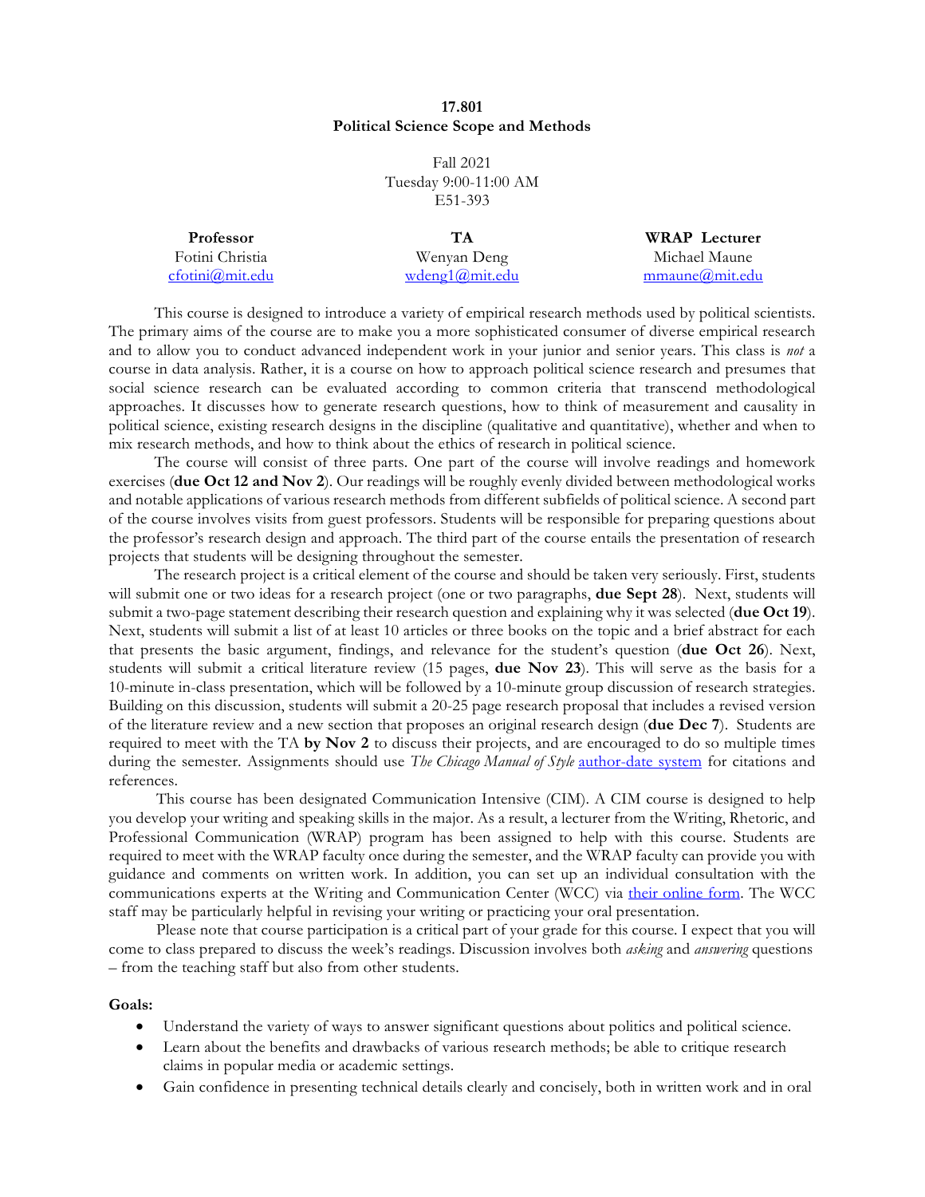**17.801**
**Political Science Scope and Methods**

Fall 2021
Tuesday 9:00-11:00 AM
E51-393

| **Professor** | **TA** | **WRAP Lecturer** |
|---|---|---|
| Fotini Christia | Wenyan Deng | Michael Maune |
| cfotini@mit.edu | wdeng1@mit.edu | mmaune@mit.edu |

This course is designed to introduce a variety of empirical research methods used by political scientists. The primary aims of the course are to make you a more sophisticated consumer of diverse empirical research and to allow you to conduct advanced independent work in your junior and senior years. This class is *not* a course in data analysis. Rather, it is a course on how to approach political science research and presumes that social science research can be evaluated according to common criteria that transcend methodological approaches. It discusses how to generate research questions, how to think of measurement and causality in political science, existing research designs in the discipline (qualitative and quantitative), whether and when to mix research methods, and how to think about the ethics of research in political science.

The course will consist of three parts. One part of the course will involve readings and homework exercises (**due Oct 12 and Nov 2**). Our readings will be roughly evenly divided between methodological works and notable applications of various research methods from different subfields of political science. A second part of the course involves visits from guest professors. Students will be responsible for preparing questions about the professor's research design and approach. The third part of the course entails the presentation of research projects that students will be designing throughout the semester.

The research project is a critical element of the course and should be taken very seriously. First, students will submit one or two ideas for a research project (one or two paragraphs, **due Sept 28**). Next, students will submit a two-page statement describing their research question and explaining why it was selected (**due Oct 19**). Next, students will submit a list of at least 10 articles or three books on the topic and a brief abstract for each that presents the basic argument, findings, and relevance for the student's question (**due Oct 26**). Next, students will submit a critical literature review (15 pages, **due Nov 23**). This will serve as the basis for a 10-minute in-class presentation, which will be followed by a 10-minute group discussion of research strategies. Building on this discussion, students will submit a 20-25 page research proposal that includes a revised version of the literature review and a new section that proposes an original research design (**due Dec 7**). Students are required to meet with the TA **by Nov 2** to discuss their projects, and are encouraged to do so multiple times during the semester. Assignments should use *The Chicago Manual of Style* author-date system for citations and references.

This course has been designated Communication Intensive (CIM). A CIM course is designed to help you develop your writing and speaking skills in the major. As a result, a lecturer from the Writing, Rhetoric, and Professional Communication (WRAP) program has been assigned to help with this course. Students are required to meet with the WRAP faculty once during the semester, and the WRAP faculty can provide you with guidance and comments on written work. In addition, you can set up an individual consultation with the communications experts at the Writing and Communication Center (WCC) via their online form. The WCC staff may be particularly helpful in revising your writing or practicing your oral presentation.

Please note that course participation is a critical part of your grade for this course. I expect that you will come to class prepared to discuss the week's readings. Discussion involves both *asking* and *answering* questions – from the teaching staff but also from other students.

**Goals:**

- Understand the variety of ways to answer significant questions about politics and political science.
- Learn about the benefits and drawbacks of various research methods; be able to critique research claims in popular media or academic settings.
- Gain confidence in presenting technical details clearly and concisely, both in written work and in oral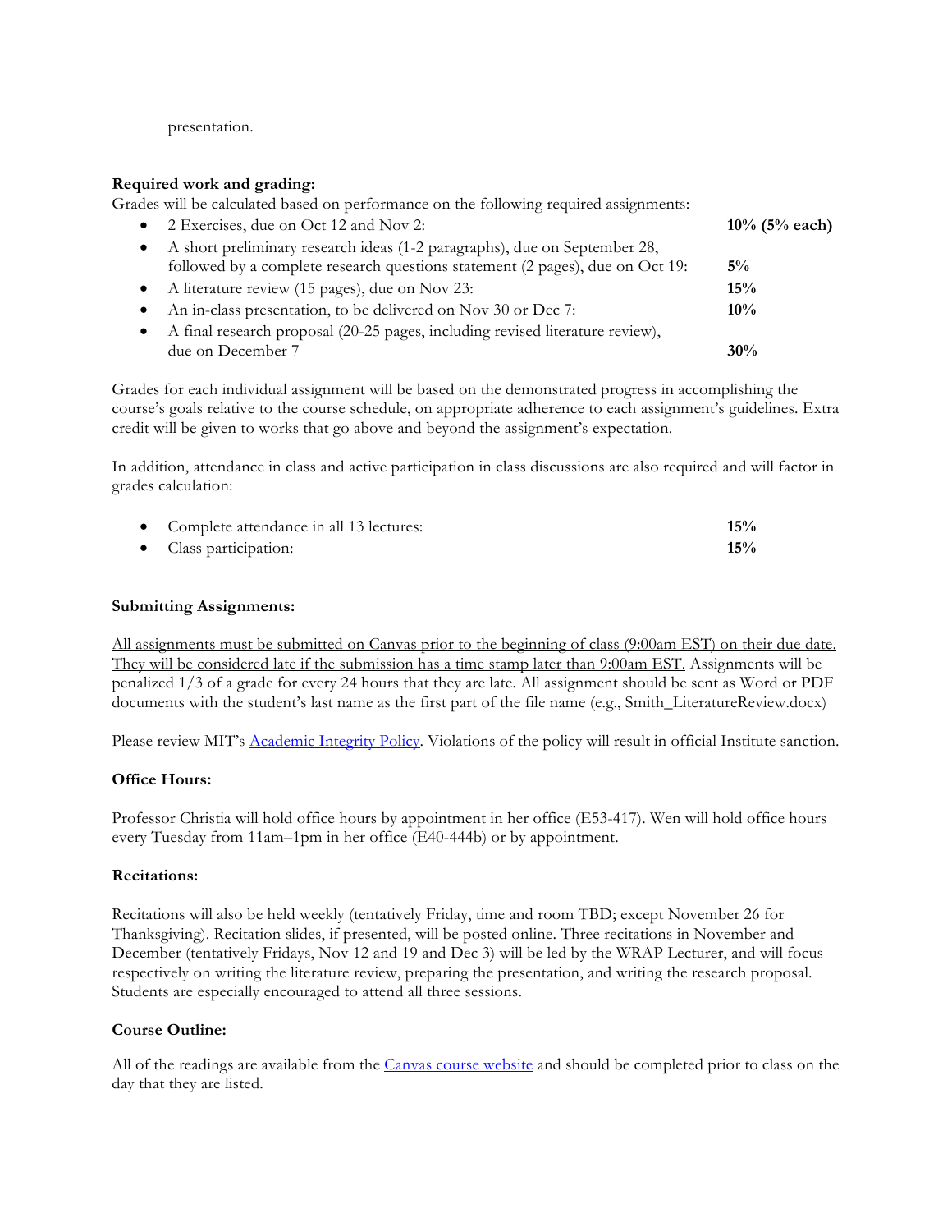presentation.

**Required work and grading:**

Grades will be calculated based on performance on the following required assignments:

- 2 Exercises, due on Oct 12 and Nov 2: **10% (5% each)**
- A short preliminary research ideas (1-2 paragraphs), due on September 28, followed by a complete research questions statement (2 pages), due on Oct 19: **5%**
- A literature review (15 pages), due on Nov 23: **15%**
- An in-class presentation, to be delivered on Nov 30 or Dec 7: **10%**
- A final research proposal (20-25 pages, including revised literature review), due on December 7 **30%**

Grades for each individual assignment will be based on the demonstrated progress in accomplishing the course's goals relative to the course schedule, on appropriate adherence to each assignment's guidelines. Extra credit will be given to works that go above and beyond the assignment's expectation.

In addition, attendance in class and active participation in class discussions are also required and will factor in grades calculation:

- Complete attendance in all 13 lectures: **15%**
- Class participation: **15%**

**Submitting Assignments:**

<u>All assignments must be submitted on Canvas prior to the beginning of class (9:00am EST) on their due date. They will be considered late if the submission has a time stamp later than 9:00am EST.</u> Assignments will be penalized 1/3 of a grade for every 24 hours that they are late. All assignment should be sent as Word or PDF documents with the student's last name as the first part of the file name (e.g., Smith_LiteratureReview.docx)

Please review MIT's [Academic Integrity Policy](). Violations of the policy will result in official Institute sanction.

**Office Hours:**

Professor Christia will hold office hours by appointment in her office (E53-417). Wen will hold office hours every Tuesday from 11am–1pm in her office (E40-444b) or by appointment.

**Recitations:**

Recitations will also be held weekly (tentatively Friday, time and room TBD; except November 26 for Thanksgiving). Recitation slides, if presented, will be posted online. Three recitations in November and December (tentatively Fridays, Nov 12 and 19 and Dec 3) will be led by the WRAP Lecturer, and will focus respectively on writing the literature review, preparing the presentation, and writing the research proposal. Students are especially encouraged to attend all three sessions.

**Course Outline:**

All of the readings are available from the [Canvas course website]() and should be completed prior to class on the day that they are listed.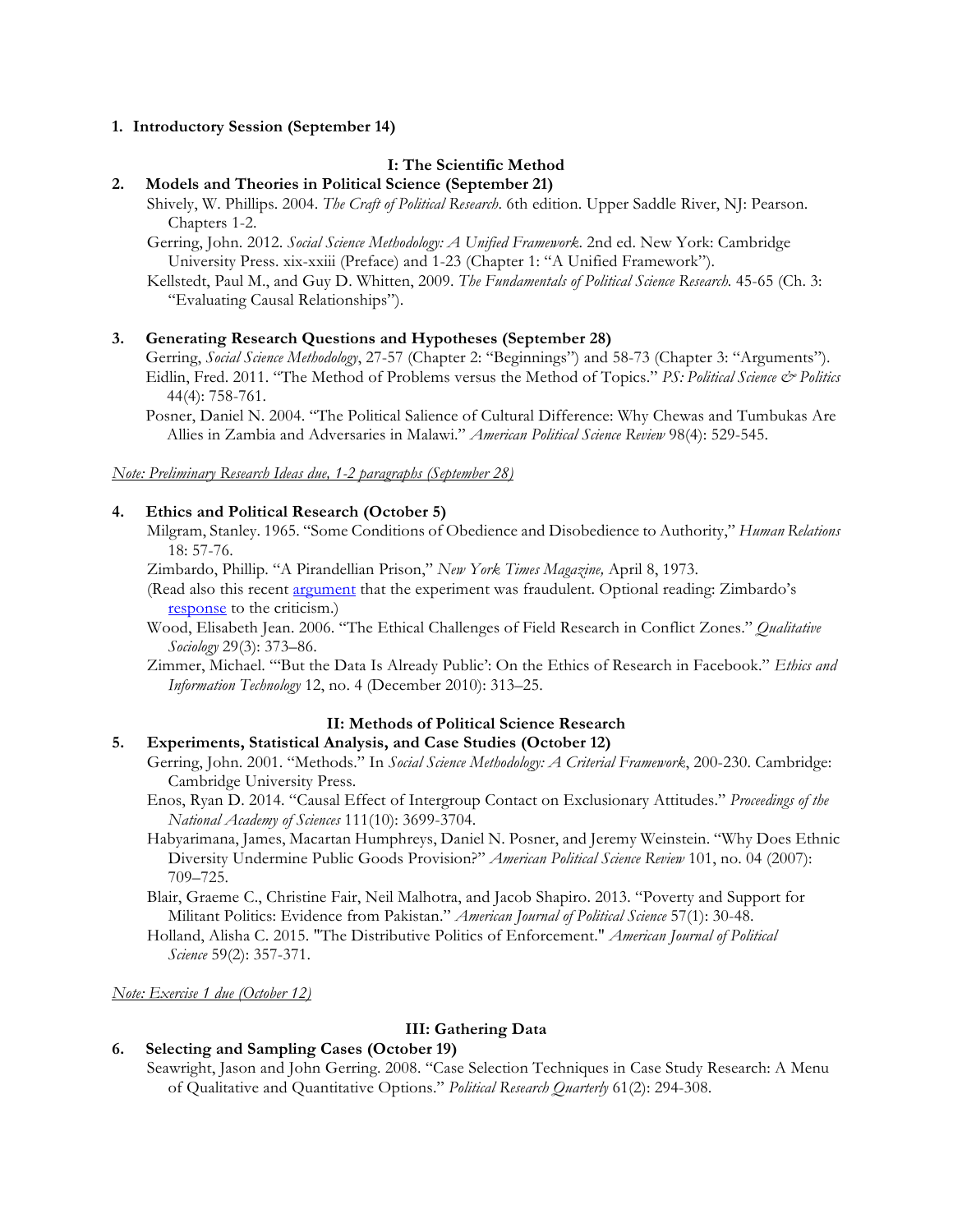1. **Introductory Session (September 14)**

## I: The Scientific Method

2. **Models and Theories in Political Science (September 21)**

Shively, W. Phillips. 2004. *The Craft of Political Research*. 6th edition. Upper Saddle River, NJ: Pearson. Chapters 1-2.

Gerring, John. 2012. *Social Science Methodology: A Unified Framework*. 2nd ed. New York: Cambridge University Press. xix-xxiii (Preface) and 1-23 (Chapter 1: "A Unified Framework").

Kellstedt, Paul M., and Guy D. Whitten, 2009. *The Fundamentals of Political Science Research.* 45-65 (Ch. 3: "Evaluating Causal Relationships").

3. **Generating Research Questions and Hypotheses (September 28)**

Gerring, *Social Science Methodology*, 27-57 (Chapter 2: "Beginnings") and 58-73 (Chapter 3: "Arguments").

Eidlin, Fred. 2011. "The Method of Problems versus the Method of Topics." *PS: Political Science & Politics* 44(4): 758-761.

Posner, Daniel N. 2004. "The Political Salience of Cultural Difference: Why Chewas and Tumbukas Are Allies in Zambia and Adversaries in Malawi." *American Political Science Review* 98(4): 529-545.

*Note: Preliminary Research Ideas due, 1-2 paragraphs (September 28)*

4. **Ethics and Political Research (October 5)**

Milgram, Stanley. 1965. "Some Conditions of Obedience and Disobedience to Authority," *Human Relations* 18: 57-76.

Zimbardo, Phillip. "A Pirandellian Prison," *New York Times Magazine,* April 8, 1973.

(Read also this recent argument that the experiment was fraudulent. Optional reading: Zimbardo's response to the criticism.)

Wood, Elisabeth Jean. 2006. "The Ethical Challenges of Field Research in Conflict Zones." *Qualitative Sociology* 29(3): 373–86.

Zimmer, Michael. "'But the Data Is Already Public': On the Ethics of Research in Facebook." *Ethics and Information Technology* 12, no. 4 (December 2010): 313–25.

## II: Methods of Political Science Research

5. **Experiments, Statistical Analysis, and Case Studies (October 12)**

Gerring, John. 2001. "Methods." In *Social Science Methodology: A Criterial Framework*, 200-230. Cambridge: Cambridge University Press.

Enos, Ryan D. 2014. "Causal Effect of Intergroup Contact on Exclusionary Attitudes." *Proceedings of the National Academy of Sciences* 111(10): 3699-3704.

Habyarimana, James, Macartan Humphreys, Daniel N. Posner, and Jeremy Weinstein. "Why Does Ethnic Diversity Undermine Public Goods Provision?" *American Political Science Review* 101, no. 04 (2007): 709–725.

Blair, Graeme C., Christine Fair, Neil Malhotra, and Jacob Shapiro. 2013. "Poverty and Support for Militant Politics: Evidence from Pakistan." *American Journal of Political Science* 57(1): 30-48.

Holland, Alisha C. 2015. "The Distributive Politics of Enforcement." *American Journal of Political Science* 59(2): 357-371.

*Note: Exercise 1 due (October 12)*

## III: Gathering Data

6. **Selecting and Sampling Cases (October 19)**

Seawright, Jason and John Gerring. 2008. "Case Selection Techniques in Case Study Research: A Menu of Qualitative and Quantitative Options." *Political Research Quarterly* 61(2): 294-308.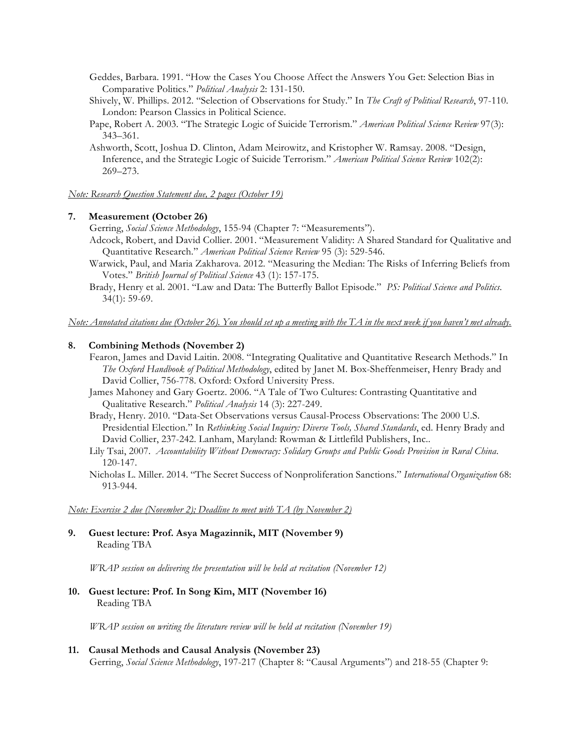Geddes, Barbara. 1991. "How the Cases You Choose Affect the Answers You Get: Selection Bias in Comparative Politics." *Political Analysis* 2: 131-150.

Shively, W. Phillips. 2012. "Selection of Observations for Study." In *The Craft of Political Research*, 97-110. London: Pearson Classics in Political Science.

Pape, Robert A. 2003. "The Strategic Logic of Suicide Terrorism." *American Political Science Review* 97(3): 343–361.

Ashworth, Scott, Joshua D. Clinton, Adam Meirowitz, and Kristopher W. Ramsay. 2008. "Design, Inference, and the Strategic Logic of Suicide Terrorism." *American Political Science Review* 102(2): 269–273.

*Note: Research Question Statement due, 2 pages (October 19)*

**7. Measurement (October 26)**

Gerring, *Social Science Methodology*, 155-94 (Chapter 7: "Measurements").

Adcock, Robert, and David Collier. 2001. "Measurement Validity: A Shared Standard for Qualitative and Quantitative Research." *American Political Science Review* 95 (3): 529-546.

Warwick, Paul, and Maria Zakharova. 2012. "Measuring the Median: The Risks of Inferring Beliefs from Votes." *British Journal of Political Science* 43 (1): 157-175.

Brady, Henry et al. 2001. "Law and Data: The Butterfly Ballot Episode." *PS: Political Science and Politics*. 34(1): 59-69.

*Note: Annotated citations due (October 26). You should set up a meeting with the TA in the next week if you haven't met already.*

**8. Combining Methods (November 2)**

Fearon, James and David Laitin. 2008. "Integrating Qualitative and Quantitative Research Methods." In *The Oxford Handbook of Political Methodology*, edited by Janet M. Box-Sheffenmeiser, Henry Brady and David Collier, 756-778. Oxford: Oxford University Press.

James Mahoney and Gary Goertz. 2006. "A Tale of Two Cultures: Contrasting Quantitative and Qualitative Research." *Political Analysis* 14 (3): 227-249.

Brady, Henry. 2010. "Data-Set Observations versus Causal-Process Observations: The 2000 U.S. Presidential Election." In *Rethinking Social Inquiry: Diverse Tools, Shared Standards*, ed. Henry Brady and David Collier, 237-242. Lanham, Maryland: Rowman & Littlefild Publishers, Inc..

Lily Tsai, 2007. *Accountability Without Democracy: Solidary Groups and Public Goods Provision in Rural China*. 120-147.

Nicholas L. Miller. 2014. "The Secret Success of Nonproliferation Sanctions." *International Organization* 68: 913-944.

*Note: Exercise 2 due (November 2); Deadline to meet with TA (by November 2)*

**9. Guest lecture: Prof. Asya Magazinnik, MIT (November 9)**

Reading TBA

*WRAP session on delivering the presentation will be held at recitation (November 12)*

**10. Guest lecture: Prof. In Song Kim, MIT (November 16)**

Reading TBA

*WRAP session on writing the literature review will be held at recitation (November 19)*

**11. Causal Methods and Causal Analysis (November 23)**

Gerring, *Social Science Methodology*, 197-217 (Chapter 8: "Causal Arguments") and 218-55 (Chapter 9: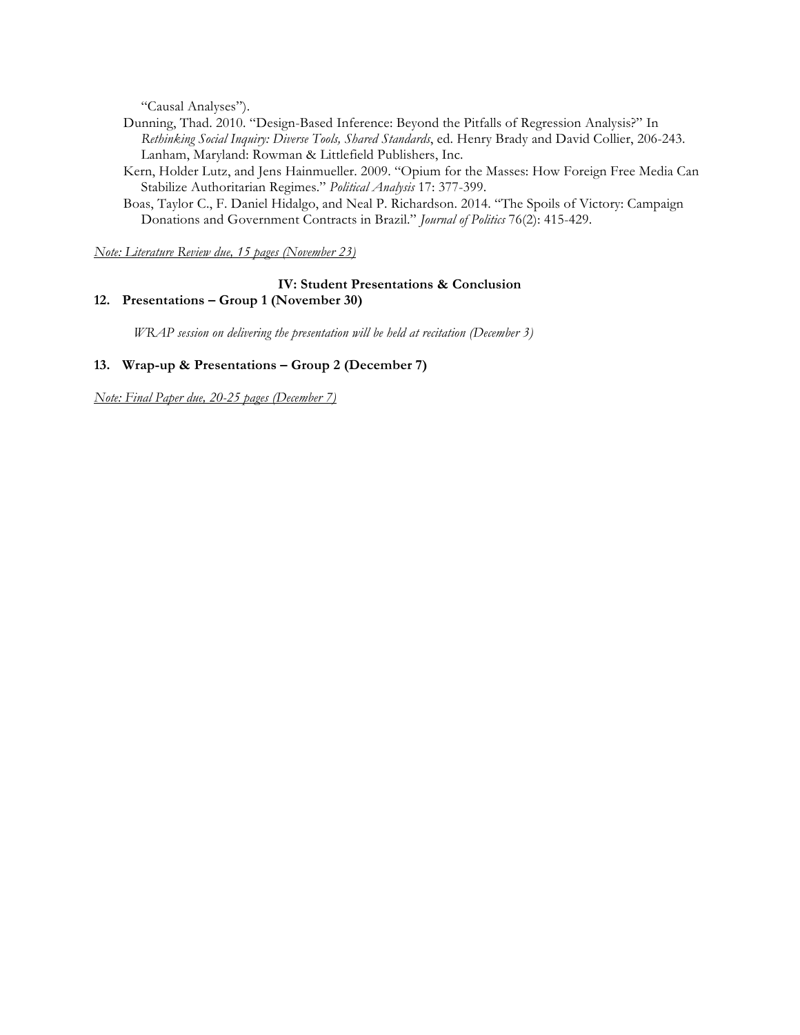"Causal Analyses").

Dunning, Thad. 2010. "Design-Based Inference: Beyond the Pitfalls of Regression Analysis?" In *Rethinking Social Inquiry: Diverse Tools, Shared Standards*, ed. Henry Brady and David Collier, 206-243. Lanham, Maryland: Rowman & Littlefield Publishers, Inc.

Kern, Holder Lutz, and Jens Hainmueller. 2009. "Opium for the Masses: How Foreign Free Media Can Stabilize Authoritarian Regimes." *Political Analysis* 17: 377-399.

Boas, Taylor C., F. Daniel Hidalgo, and Neal P. Richardson. 2014. "The Spoils of Victory: Campaign Donations and Government Contracts in Brazil." *Journal of Politics* 76(2): 415-429.

*Note: Literature Review due, 15 pages (November 23)*

## IV: Student Presentations & Conclusion

### 12. Presentations – Group 1 (November 30)

*WRAP session on delivering the presentation will be held at recitation (December 3)*

### 13. Wrap-up & Presentations – Group 2 (December 7)

*Note: Final Paper due, 20-25 pages (December 7)*